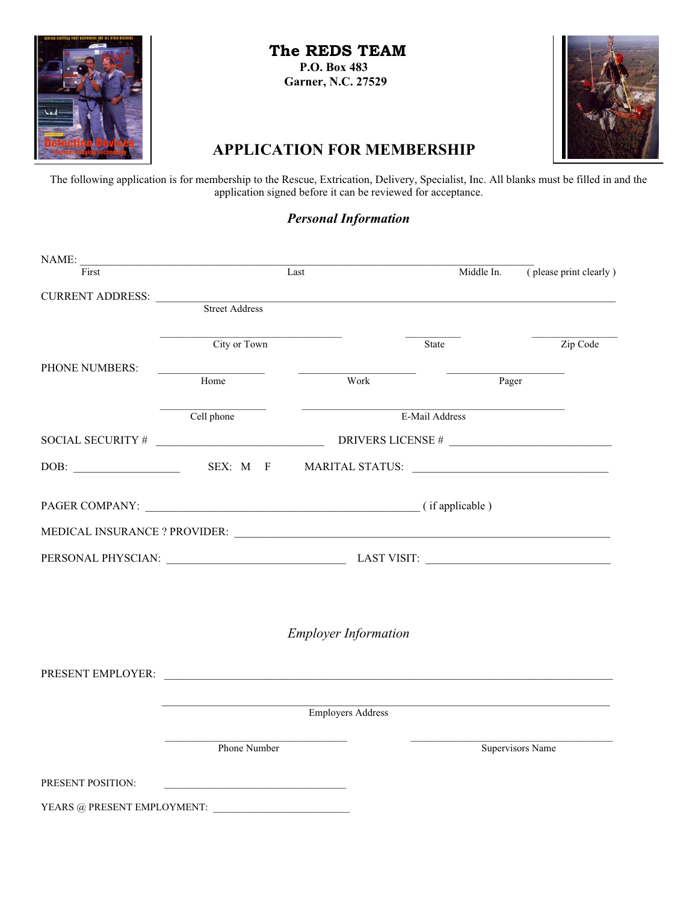# The REDS TEAM

**P.O. Box 483**
**Garner, N.C. 27529**

## APPLICATION FOR MEMBERSHIP

The following application is for membership to the Rescue, Extrication, Delivery, Specialist, Inc. All blanks must be filled in and the application signed before it can be reviewed for acceptance.

### *Personal Information*

NAME: ______________________________________________________________________
First Last Middle In. ( please print clearly )

CURRENT ADDRESS: ______________________________________________________________
Street Address

______________________ ____________ ______________
City or Town State Zip Code

PHONE NUMBERS: ______________ ______________ ______________
Home Work Pager

______________ ______________________________
Cell phone E-Mail Address

SOCIAL SECURITY # ______________________ DRIVERS LICENSE # ______________________

DOB: ______________ SEX: M F MARITAL STATUS: __________________________

PAGER COMPANY: ____________________________________ ( if applicable )

MEDICAL INSURANCE ? PROVIDER: ______________________________________________

PERSONAL PHYSCIAN: ______________________ LAST VISIT: ______________________

### *Employer Information*

PRESENT EMPLOYER: ____________________________________________________________

______________________________________________________________
Employers Address

______________________ ______________________
Phone Number Supervisors Name

PRESENT POSITION: ______________________

YEARS @ PRESENT EMPLOYMENT: ______________________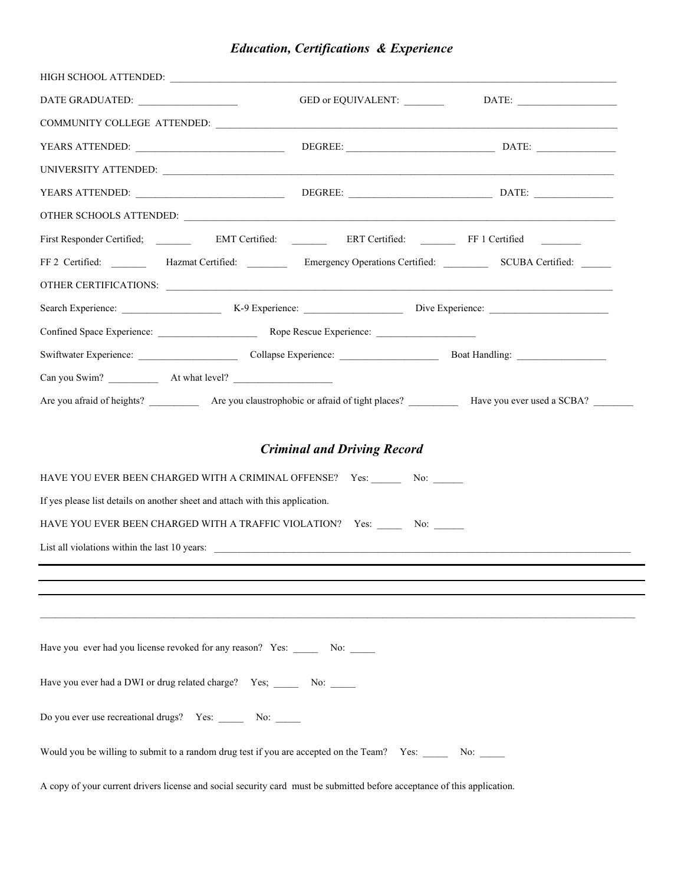## *Education, Certifications & Experience*

HIGH SCHOOL ATTENDED: ___________________________________________________________________________

DATE GRADUATED: ___________________ GED or EQUIVALENT: ________ DATE: ___________________

COMMUNITY COLLEGE ATTENDED: _______________________________________________________________

YEARS ATTENDED: ____________________________ DEGREE: ____________________________ DATE: _______________

UNIVERSITY ATTENDED: _____________________________________________________________________

YEARS ATTENDED: ____________________________ DEGREE: ____________________________ DATE: _______________

OTHER SCHOOLS ATTENDED: ___________________________________________________________________

First Responder Certified; _______ EMT Certified: _______ ERT Certified: _______ FF 1 Certified ________

FF 2 Certified: _______ Hazmat Certified: ________ Emergency Operations Certified: _________ SCUBA Certified: ______

OTHER CERTIFICATIONS: _____________________________________________________________________

Search Experience: ___________________ K-9 Experience: ___________________ Dive Experience: _______________________

Confined Space Experience: ___________________ Rope Rescue Experience: ___________________

Swiftwater Experience: ___________________ Collapse Experience: ___________________ Boat Handling: _________________

Can you Swim? __________ At what level? ___________________

Are you afraid of heights? __________ Are you claustrophobic or afraid of tight places? __________ Have you ever used a SCBA? ________

## *Criminal and Driving Record*

HAVE YOU EVER BEEN CHARGED WITH A CRIMINAL OFFENSE? Yes: ______ No: ______

If yes please list details on another sheet and attach with this application.

HAVE YOU EVER BEEN CHARGED WITH A TRAFFIC VIOLATION? Yes: _____ No: ______

List all violations within the last 10 years: _____________________________________________________________

_____________________________________________________________________________________________

_____________________________________________________________________________________________

_____________________________________________________________________________________________

_____________________________________________________________________________________________

Have you ever had you license revoked for any reason? Yes: _____ No: _____

Have you ever had a DWI or drug related charge? Yes; _____ No: _____

Do you ever use recreational drugs? Yes: _____ No: _____

Would you be willing to submit to a random drug test if you are accepted on the Team? Yes: _____ No: _____

A copy of your current drivers license and social security card must be submitted before acceptance of this application.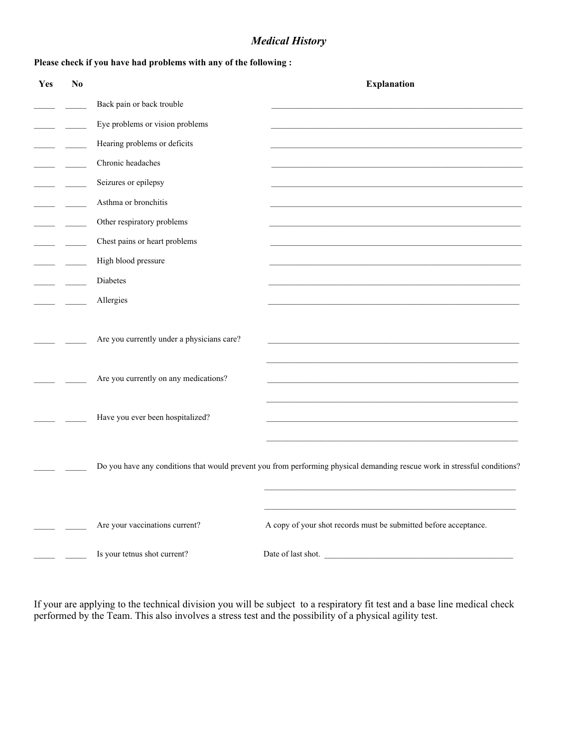# *Medical History*

**Please check if you have had problems with any of the following :**

| Yes | No | | Explanation |
|---|---|---|---|
| _____ | _____ | Back pain or back trouble | ____________________ |
| _____ | _____ | Eye problems or vision problems | ____________________ |
| _____ | _____ | Hearing problems or deficits | ____________________ |
| _____ | _____ | Chronic headaches | ____________________ |
| _____ | _____ | Seizures or epilepsy | ____________________ |
| _____ | _____ | Asthma or bronchitis | ____________________ |
| _____ | _____ | Other respiratory problems | ____________________ |
| _____ | _____ | Chest pains or heart problems | ____________________ |
| _____ | _____ | High blood pressure | ____________________ |
| _____ | _____ | Diabetes | ____________________ |
| _____ | _____ | Allergies | ____________________ |
| _____ | _____ | Are you currently under a physicians care? | ____________________ ____________________ |
| _____ | _____ | Are you currently on any medications? | ____________________ ____________________ |
| _____ | _____ | Have you ever been hospitalized? | ____________________ ____________________ |
| _____ | _____ | Do you have any conditions that would prevent you from performing physical demanding rescue work in stressful conditions? | ____________________ ____________________ |
| _____ | _____ | Are your vaccinations current? | A copy of your shot records must be submitted before acceptance. |
| _____ | _____ | Is your tetnus shot current? | Date of last shot. ____________________ |

If your are applying to the technical division you will be subject to a respiratory fit test and a base line medical check performed by the Team. This also involves a stress test and the possibility of a physical agility test.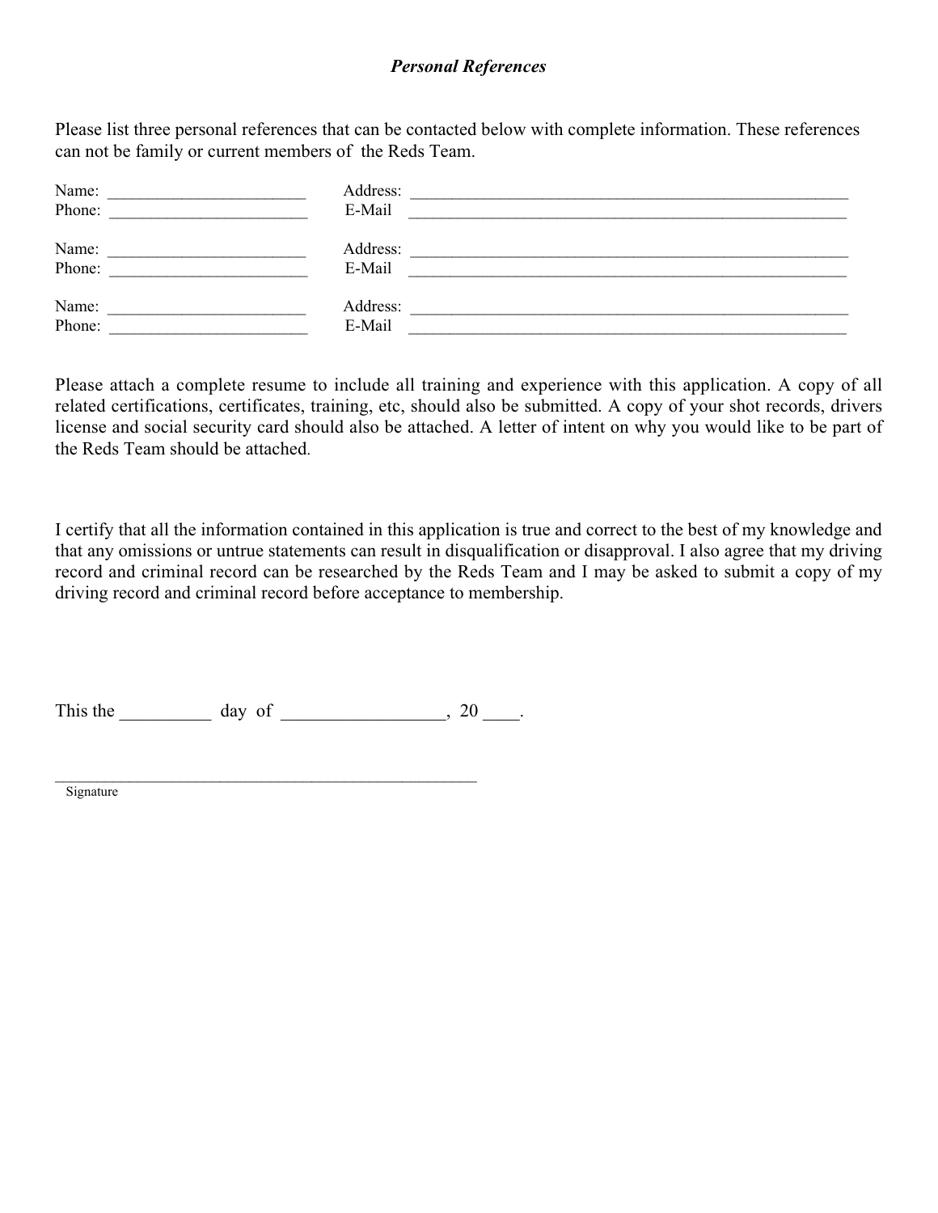*Personal References*

Please list three personal references that can be contacted below with complete information. These references can not be family or current members of the Reds Team.

Name: ________________________ Address: ______________________________________________________
Phone: ________________________ E-Mail ______________________________________________________

Name: ________________________ Address: ______________________________________________________
Phone: ________________________ E-Mail ______________________________________________________

Name: ________________________ Address: ______________________________________________________
Phone: ________________________ E-Mail ______________________________________________________

Please attach a complete resume to include all training and experience with this application. A copy of all related certifications, certificates, training, etc, should also be submitted. A copy of your shot records, drivers license and social security card should also be attached. A letter of intent on why you would like to be part of the Reds Team should be attached.

I certify that all the information contained in this application is true and correct to the best of my knowledge and that any omissions or untrue statements can result in disqualification or disapproval. I also agree that my driving record and criminal record can be researched by the Reds Team and I may be asked to submit a copy of my driving record and criminal record before acceptance to membership.

This the __________ day of _________________, 20 ____.

___________________________________________________
Signature